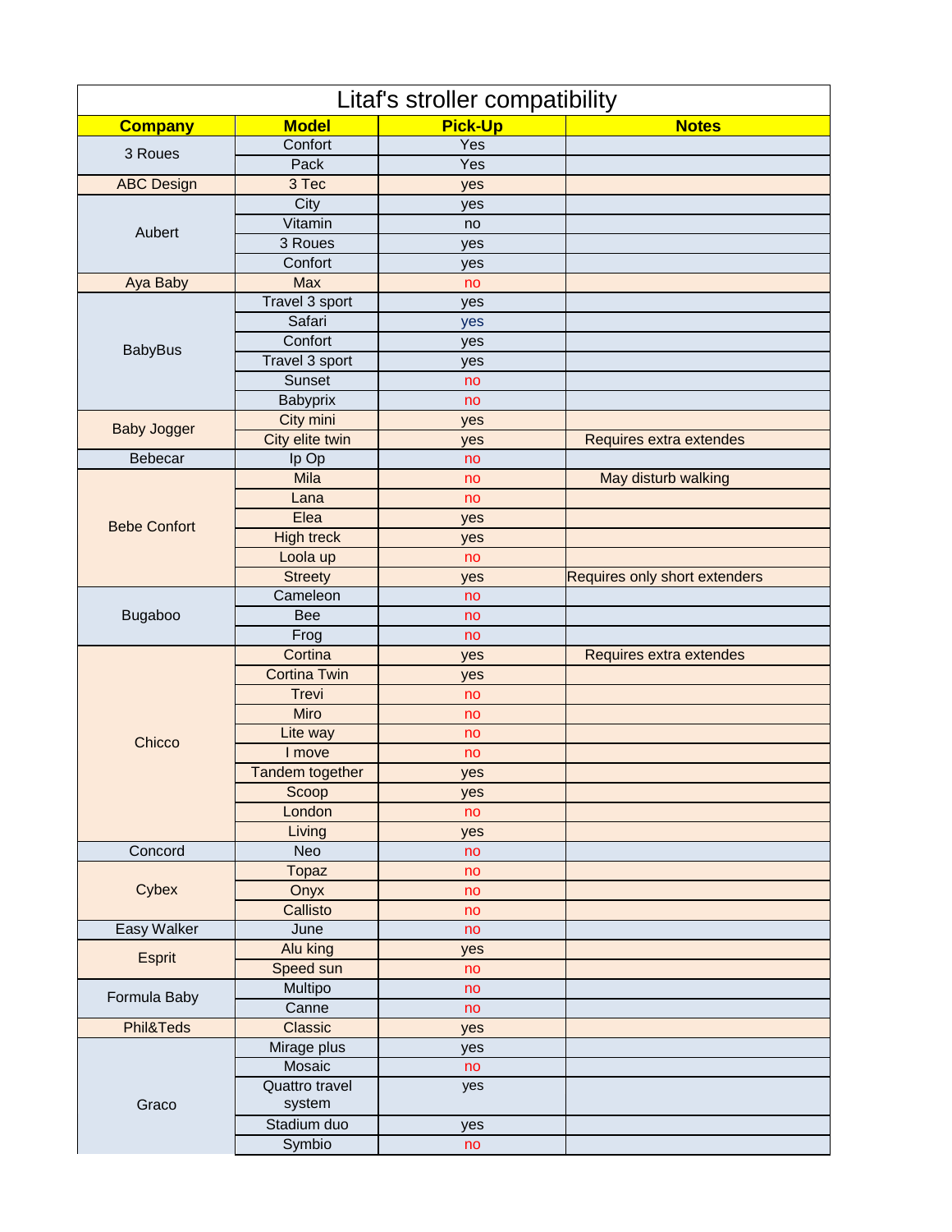# Litaf's stroller compatibility

| Company | Model | Pick-Up | Notes |
|---|---|---|---|
| 3 Roues | Confort | Yes | |
| | Pack | Yes | |
| ABC Design | 3 Tec | yes | |
| Aubert | City | yes | |
| | Vitamin | no | |
| | 3 Roues | yes | |
| | Confort | yes | |
| Aya Baby | Max | no | |
| BabyBus | Travel 3 sport | yes | |
| | Safari | yes | |
| | Confort | yes | |
| | Travel 3 sport | yes | |
| | Sunset | no | |
| | Babyprix | no | |
| Baby Jogger | City mini | yes | |
| | City elite twin | yes | Requires extra extendes |
| Bebecar | Ip Op | no | |
| Bebe Confort | Mila | no | May disturb walking |
| | Lana | no | |
| | Elea | yes | |
| | High treck | yes | |
| | Loola up | no | |
| | Streety | yes | Requires only short extenders |
| Bugaboo | Cameleon | no | |
| | Bee | no | |
| | Frog | no | |
| Chicco | Cortina | yes | Requires extra extendes |
| | Cortina Twin | yes | |
| | Trevi | no | |
| | Miro | no | |
| | Lite way | no | |
| | I move | no | |
| | Tandem together | yes | |
| | Scoop | yes | |
| | London | no | |
| | Living | yes | |
| Concord | Neo | no | |
| Cybex | Topaz | no | |
| | Onyx | no | |
| | Callisto | no | |
| Easy Walker | June | no | |
| Esprit | Alu king | yes | |
| | Speed sun | no | |
| Formula Baby | Multipo | no | |
| | Canne | no | |
| Phil&Teds | Classic | yes | |
| Graco | Mirage plus | yes | |
| | Mosaic | no | |
| | Quattro travel system | yes | |
| | Stadium duo | yes | |
| | Symbio | no | |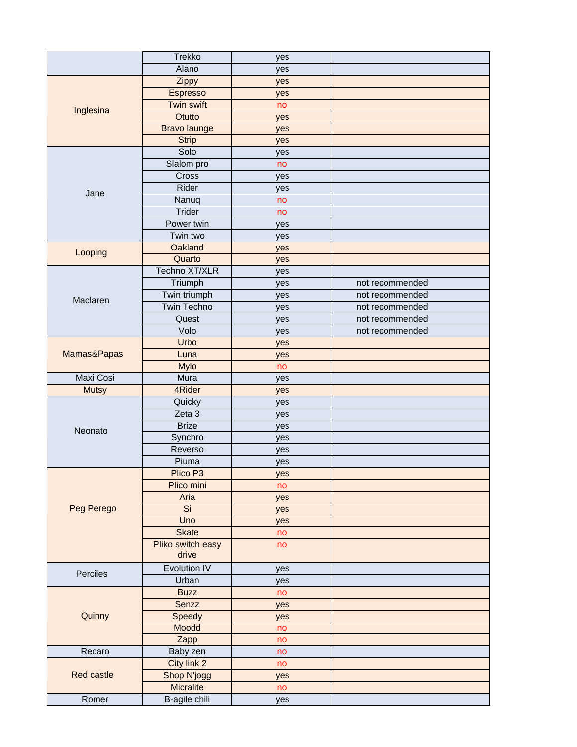| | | | |
|---|---|---|---|
| | Trekko | yes | |
| | Alano | yes | |
| Inglesina | Zippy | yes | |
| | Espresso | yes | |
| | Twin swift | no | |
| | Otutto | yes | |
| | Bravo launge | yes | |
| | Strip | yes | |
| Jane | Solo | yes | |
| | Slalom pro | no | |
| | Cross | yes | |
| | Rider | yes | |
| | Nanuq | no | |
| | Trider | no | |
| | Power twin | yes | |
| | Twin two | yes | |
| Looping | Oakland | yes | |
| | Quarto | yes | |
| Maclaren | Techno XT/XLR | yes | |
| | Triumph | yes | not recommended |
| | Twin triumph | yes | not recommended |
| | Twin Techno | yes | not recommended |
| | Quest | yes | not recommended |
| | Volo | yes | not recommended |
| Mamas&Papas | Urbo | yes | |
| | Luna | yes | |
| | Mylo | no | |
| Maxi Cosi | Mura | yes | |
| Mutsy | 4Rider | yes | |
| Neonato | Quicky | yes | |
| | Zeta 3 | yes | |
| | Brize | yes | |
| | Synchro | yes | |
| | Reverso | yes | |
| | Piuma | yes | |
| Peg Perego | Plico P3 | yes | |
| | Plico mini | no | |
| | Aria | yes | |
| | Si | yes | |
| | Uno | yes | |
| | Skate | no | |
| | Pliko switch easy drive | no | |
| Perciles | Evolution IV | yes | |
| | Urban | yes | |
| Quinny | Buzz | no | |
| | Senzz | yes | |
| | Speedy | yes | |
| | Moodd | no | |
| | Zapp | no | |
| Recaro | Baby zen | no | |
| Red castle | City link 2 | no | |
| | Shop N'jogg | yes | |
| | Micralite | no | |
| Romer | B-agile chili | yes | |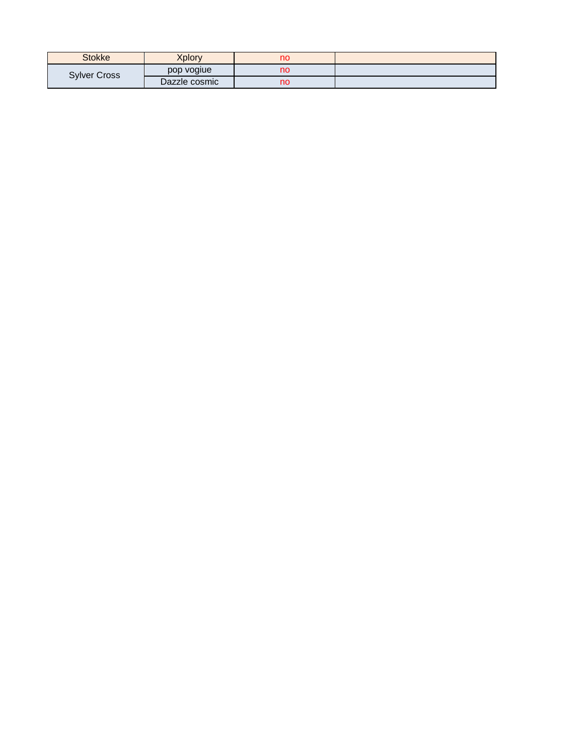| | | | |
|---|---|---|---|
| Stokke | Xplory | no | |
| Sylver Cross | pop vogiue | no | |
| | Dazzle cosmic | no | |